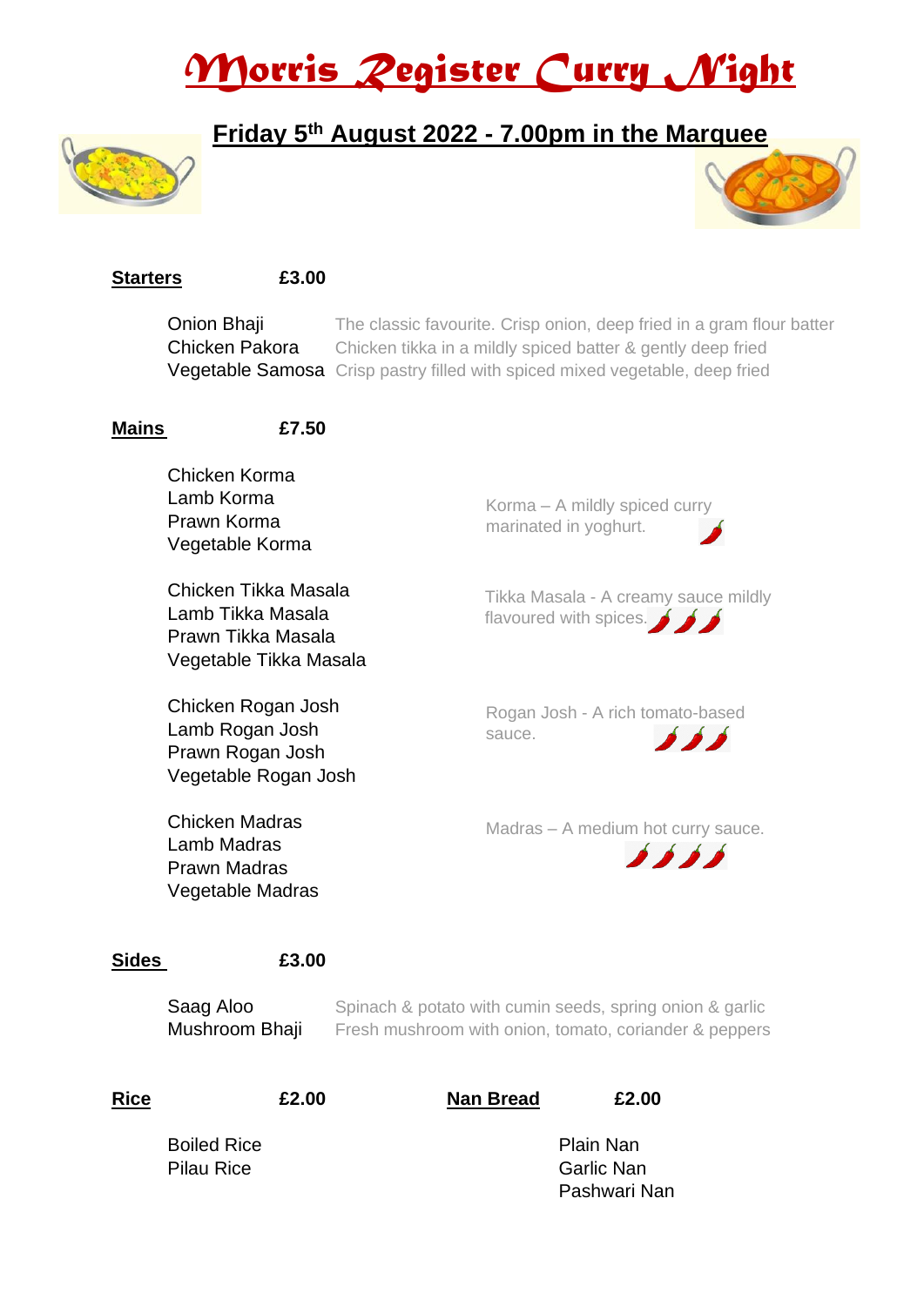# Morris Register Curry Night

## Friday 5th August 2022 - 7.00pm in the Marquee

**Starters** **£3.00**

| | |
|---|---|
| Onion Bhaji | The classic favourite. Crisp onion, deep fried in a gram flour batter |
| Chicken Pakora | Chicken tikka in a mildly spiced batter & gently deep fried |
| Vegetable Samosa | Crisp pastry filled with spiced mixed vegetable, deep fried |

**Mains** **£7.50**

Chicken Korma
Lamb Korma
Prawn Korma
Vegetable Korma

Korma – A mildly spiced curry marinated in yoghurt. 🌶

Chicken Tikka Masala
Lamb Tikka Masala
Prawn Tikka Masala
Vegetable Tikka Masala

Tikka Masala - A creamy sauce mildly flavoured with spices. 🌶🌶🌶

Chicken Rogan Josh
Lamb Rogan Josh
Prawn Rogan Josh
Vegetable Rogan Josh

Rogan Josh - A rich tomato-based sauce. 🌶🌶🌶

Chicken Madras
Lamb Madras
Prawn Madras
Vegetable Madras

Madras – A medium hot curry sauce. 🌶🌶🌶🌶

**Sides** **£3.00**

| | |
|---|---|
| Saag Aloo | Spinach & potato with cumin seeds, spring onion & garlic |
| Mushroom Bhaji | Fresh mushroom with onion, tomato, coriander & peppers |

**Rice** **£2.00**

Boiled Rice
Pilau Rice

**Nan Bread** **£2.00**

Plain Nan
Garlic Nan
Pashwari Nan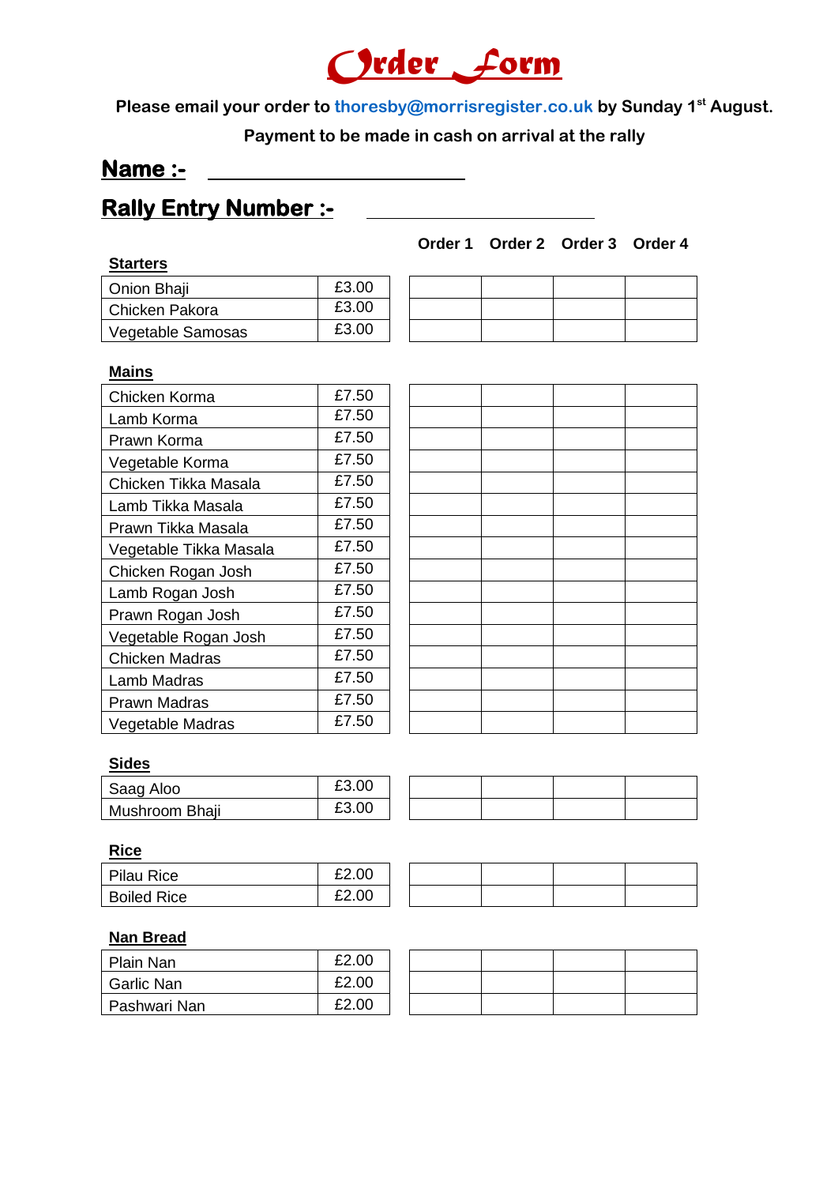# Order Form

**Please email your order to thoresby@morrisregister.co.uk by Sunday 1st August.**

**Payment to be made in cash on arrival at the rally**

## Name :- ______________________

## Rally Entry Number :- ____________________

**Starters**

| Item | Price | Order 1 | Order 2 | Order 3 | Order 4 |
|---|---|---|---|---|---|
| Onion Bhaji | £3.00 | | | | |
| Chicken Pakora | £3.00 | | | | |
| Vegetable Samosas | £3.00 | | | | |

**Mains**

| Item | Price | Order 1 | Order 2 | Order 3 | Order 4 |
|---|---|---|---|---|---|
| Chicken Korma | £7.50 | | | | |
| Lamb Korma | £7.50 | | | | |
| Prawn Korma | £7.50 | | | | |
| Vegetable Korma | £7.50 | | | | |
| Chicken Tikka Masala | £7.50 | | | | |
| Lamb Tikka Masala | £7.50 | | | | |
| Prawn Tikka Masala | £7.50 | | | | |
| Vegetable Tikka Masala | £7.50 | | | | |
| Chicken Rogan Josh | £7.50 | | | | |
| Lamb Rogan Josh | £7.50 | | | | |
| Prawn Rogan Josh | £7.50 | | | | |
| Vegetable Rogan Josh | £7.50 | | | | |
| Chicken Madras | £7.50 | | | | |
| Lamb Madras | £7.50 | | | | |
| Prawn Madras | £7.50 | | | | |
| Vegetable Madras | £7.50 | | | | |

**Sides**

| Item | Price | Order 1 | Order 2 | Order 3 | Order 4 |
|---|---|---|---|---|---|
| Saag Aloo | £3.00 | | | | |
| Mushroom Bhaji | £3.00 | | | | |

**Rice**

| Item | Price | Order 1 | Order 2 | Order 3 | Order 4 |
|---|---|---|---|---|---|
| Pilau Rice | £2.00 | | | | |
| Boiled Rice | £2.00 | | | | |

**Nan Bread**

| Item | Price | Order 1 | Order 2 | Order 3 | Order 4 |
|---|---|---|---|---|---|
| Plain Nan | £2.00 | | | | |
| Garlic Nan | £2.00 | | | | |
| Pashwari Nan | £2.00 | | | | |